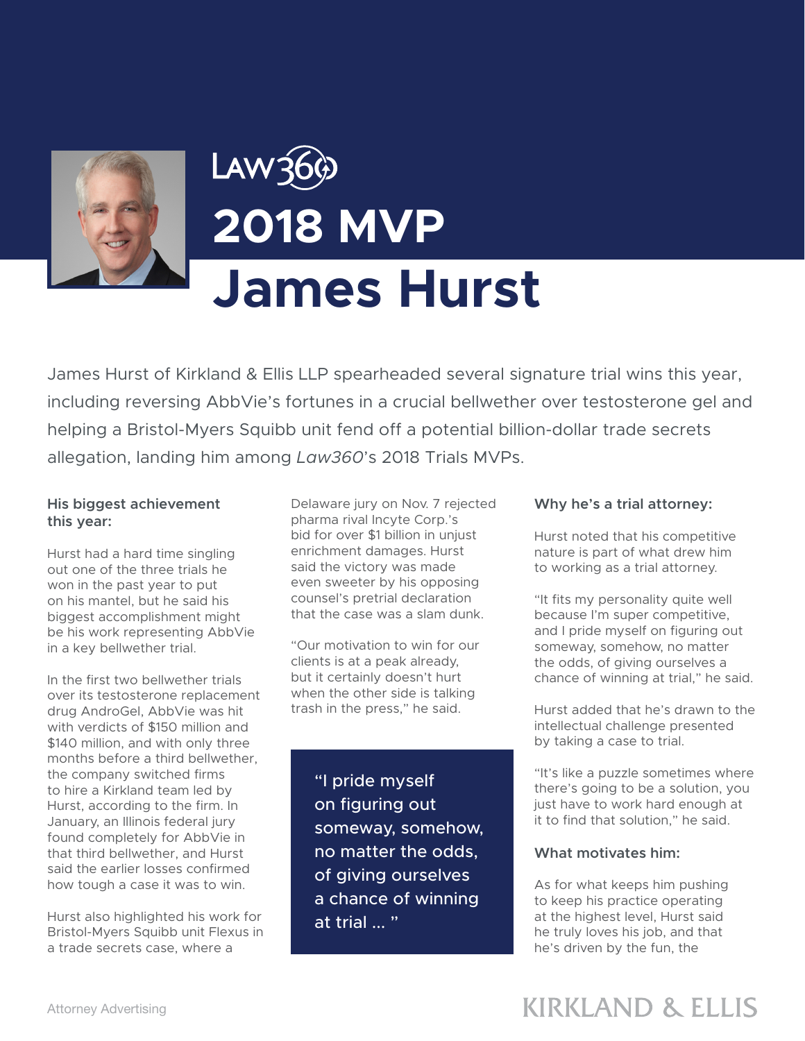Law360

# 2018 MVP

# James Hurst

James Hurst of Kirkland & Ellis LLP spearheaded several signature trial wins this year, including reversing AbbVie's fortunes in a crucial bellwether over testosterone gel and helping a Bristol-Myers Squibb unit fend off a potential billion-dollar trade secrets allegation, landing him among *Law360*'s 2018 Trials MVPs.

### His biggest achievement this year:

Hurst had a hard time singling out one of the three trials he won in the past year to put on his mantel, but he said his biggest accomplishment might be his work representing AbbVie in a key bellwether trial.

In the first two bellwether trials over its testosterone replacement drug AndroGel, AbbVie was hit with verdicts of $150 million and $140 million, and with only three months before a third bellwether, the company switched firms to hire a Kirkland team led by Hurst, according to the firm. In January, an Illinois federal jury found completely for AbbVie in that third bellwether, and Hurst said the earlier losses confirmed how tough a case it was to win.

Hurst also highlighted his work for Bristol-Myers Squibb unit Flexus in a trade secrets case, where a Delaware jury on Nov. 7 rejected pharma rival Incyte Corp.'s bid for over $1 billion in unjust enrichment damages. Hurst said the victory was made even sweeter by his opposing counsel's pretrial declaration that the case was a slam dunk.

"Our motivation to win for our clients is at a peak already, but it certainly doesn't hurt when the other side is talking trash in the press," he said.

> "I pride myself on figuring out someway, somehow, no matter the odds, of giving ourselves a chance of winning at trial ... "

### Why he's a trial attorney:

Hurst noted that his competitive nature is part of what drew him to working as a trial attorney.

"It fits my personality quite well because I'm super competitive, and I pride myself on figuring out someway, somehow, no matter the odds, of giving ourselves a chance of winning at trial," he said.

Hurst added that he's drawn to the intellectual challenge presented by taking a case to trial.

"It's like a puzzle sometimes where there's going to be a solution, you just have to work hard enough at it to find that solution," he said.

### What motivates him:

As for what keeps him pushing to keep his practice operating at the highest level, Hurst said he truly loves his job, and that he's driven by the fun, the

Attorney Advertising

KIRKLAND & ELLIS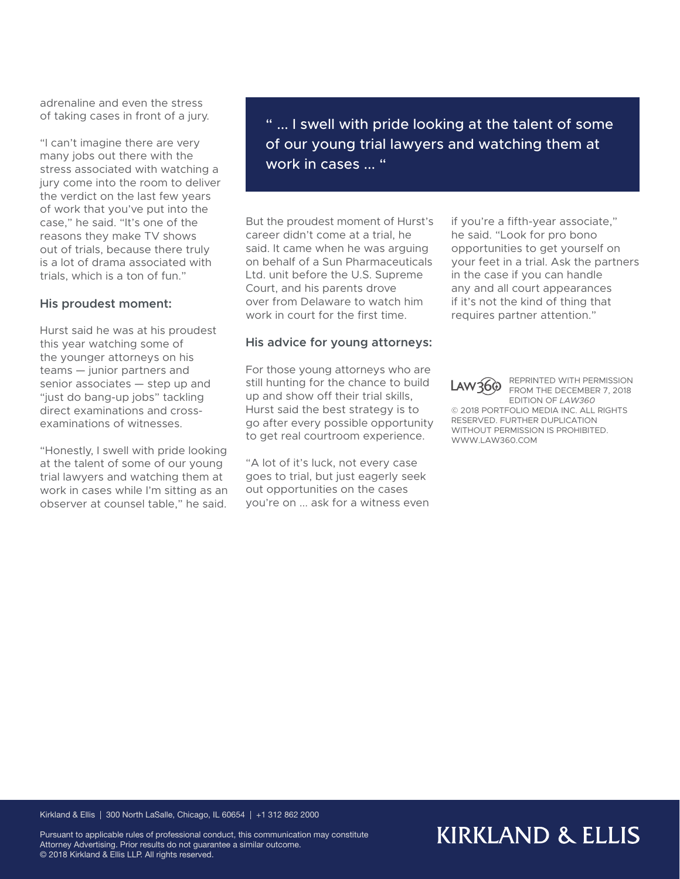adrenaline and even the stress of taking cases in front of a jury.

"I can't imagine there are very many jobs out there with the stress associated with watching a jury come into the room to deliver the verdict on the last few years of work that you've put into the case," he said. "It's one of the reasons they make TV shows out of trials, because there truly is a lot of drama associated with trials, which is a ton of fun."

### His proudest moment:

Hurst said he was at his proudest this year watching some of the younger attorneys on his teams — junior partners and senior associates — step up and "just do bang-up jobs" tackling direct examinations and cross-examinations of witnesses.

"Honestly, I swell with pride looking at the talent of some of our young trial lawyers and watching them at work in cases while I'm sitting as an observer at counsel table," he said.

> " ... I swell with pride looking at the talent of some of our young trial lawyers and watching them at work in cases ... "

But the proudest moment of Hurst's career didn't come at a trial, he said. It came when he was arguing on behalf of a Sun Pharmaceuticals Ltd. unit before the U.S. Supreme Court, and his parents drove over from Delaware to watch him work in court for the first time.

### His advice for young attorneys:

For those young attorneys who are still hunting for the chance to build up and show off their trial skills, Hurst said the best strategy is to go after every possible opportunity to get real courtroom experience.

"A lot of it's luck, not every case goes to trial, but just eagerly seek out opportunities on the cases you're on ... ask for a witness even if you're a fifth-year associate," he said. "Look for pro bono opportunities to get yourself on your feet in a trial. Ask the partners in the case if you can handle any and all court appearances if it's not the kind of thing that requires partner attention."

LAW360 REPRINTED WITH PERMISSION FROM THE DECEMBER 7, 2018 EDITION OF *LAW360*
© 2018 PORTFOLIO MEDIA INC. ALL RIGHTS RESERVED. FURTHER DUPLICATION WITHOUT PERMISSION IS PROHIBITED. WWW.LAW360.COM

Kirkland & Ellis | 300 North LaSalle, Chicago, IL 60654 | +1 312 862 2000

Pursuant to applicable rules of professional conduct, this communication may constitute Attorney Advertising. Prior results do not guarantee a similar outcome.
© 2018 Kirkland & Ellis LLP. All rights reserved.

KIRKLAND & ELLIS